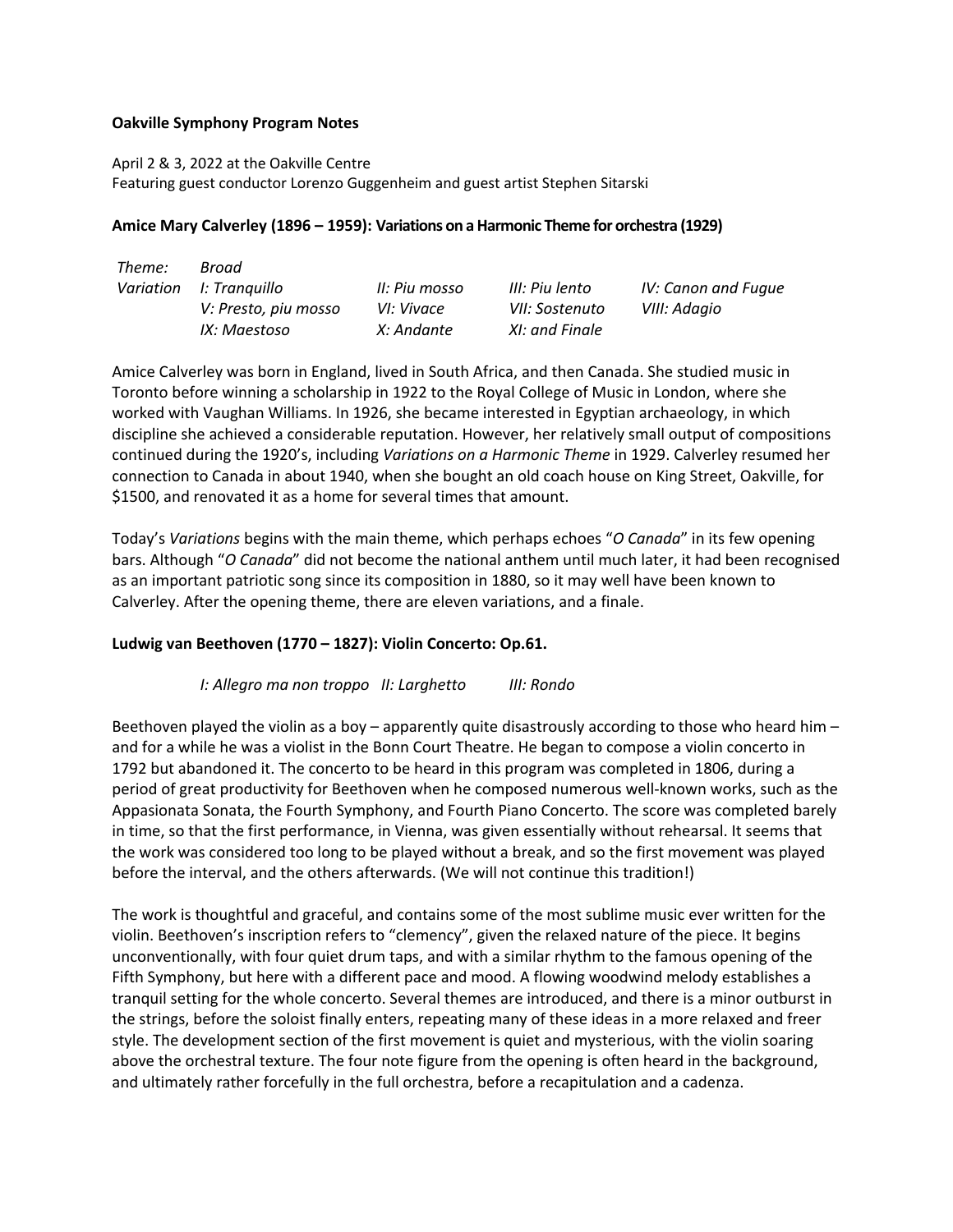**Oakville Symphony Program Notes**

April 2 & 3, 2022 at the Oakville Centre
Featuring guest conductor Lorenzo Guggenheim and guest artist Stephen Sitarski

**Amice Mary Calverley (1896 – 1959): Variations on a Harmonic Theme for orchestra (1929)**

| | | | | |
|---|---|---|---|---|
| *Theme:* | *Broad* | | | |
| *Variation* | *I: Tranquillo* | *II: Piu mosso* | *III: Piu lento* | *IV: Canon and Fugue* |
| | *V: Presto, piu mosso* | *VI: Vivace* | *VII: Sostenuto* | *VIII: Adagio* |
| | *IX: Maestoso* | *X: Andante* | *XI: and Finale* | |

Amice Calverley was born in England, lived in South Africa, and then Canada. She studied music in Toronto before winning a scholarship in 1922 to the Royal College of Music in London, where she worked with Vaughan Williams. In 1926, she became interested in Egyptian archaeology, in which discipline she achieved a considerable reputation. However, her relatively small output of compositions continued during the 1920's, including *Variations on a Harmonic Theme* in 1929. Calverley resumed her connection to Canada in about 1940, when she bought an old coach house on King Street, Oakville, for $1500, and renovated it as a home for several times that amount.

Today's *Variations* begins with the main theme, which perhaps echoes "*O Canada*" in its few opening bars. Although "*O Canada*" did not become the national anthem until much later, it had been recognised as an important patriotic song since its composition in 1880, so it may well have been known to Calverley. After the opening theme, there are eleven variations, and a finale.

**Ludwig van Beethoven (1770 – 1827): Violin Concerto: Op.61.**

*I: Allegro ma non troppo* *II: Larghetto* *III: Rondo*

Beethoven played the violin as a boy – apparently quite disastrously according to those who heard him – and for a while he was a violist in the Bonn Court Theatre. He began to compose a violin concerto in 1792 but abandoned it. The concerto to be heard in this program was completed in 1806, during a period of great productivity for Beethoven when he composed numerous well-known works, such as the Appasionata Sonata, the Fourth Symphony, and Fourth Piano Concerto. The score was completed barely in time, so that the first performance, in Vienna, was given essentially without rehearsal. It seems that the work was considered too long to be played without a break, and so the first movement was played before the interval, and the others afterwards. (We will not continue this tradition!)

The work is thoughtful and graceful, and contains some of the most sublime music ever written for the violin. Beethoven's inscription refers to "clemency", given the relaxed nature of the piece. It begins unconventionally, with four quiet drum taps, and with a similar rhythm to the famous opening of the Fifth Symphony, but here with a different pace and mood. A flowing woodwind melody establishes a tranquil setting for the whole concerto. Several themes are introduced, and there is a minor outburst in the strings, before the soloist finally enters, repeating many of these ideas in a more relaxed and freer style. The development section of the first movement is quiet and mysterious, with the violin soaring above the orchestral texture. The four note figure from the opening is often heard in the background, and ultimately rather forcefully in the full orchestra, before a recapitulation and a cadenza.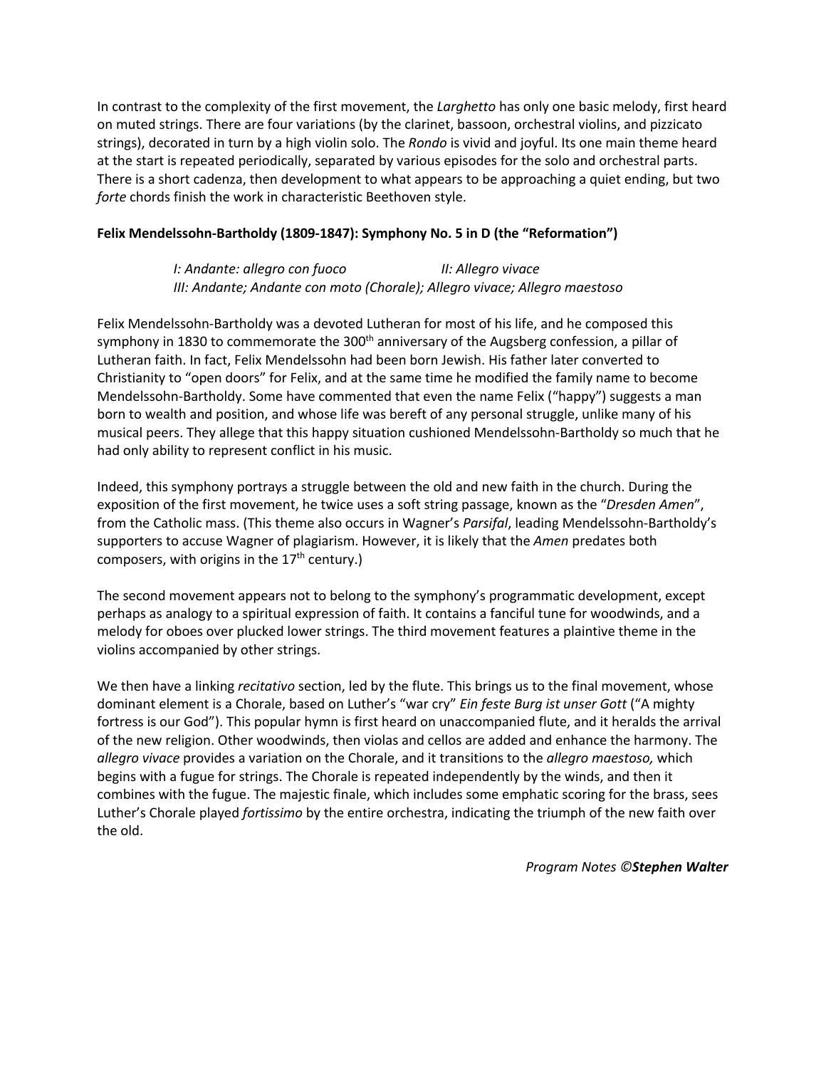In contrast to the complexity of the first movement, the *Larghetto* has only one basic melody, first heard on muted strings. There are four variations (by the clarinet, bassoon, orchestral violins, and pizzicato strings), decorated in turn by a high violin solo. The *Rondo* is vivid and joyful. Its one main theme heard at the start is repeated periodically, separated by various episodes for the solo and orchestral parts. There is a short cadenza, then development to what appears to be approaching a quiet ending, but two *forte* chords finish the work in characteristic Beethoven style.

**Felix Mendelssohn-Bartholdy (1809-1847): Symphony No. 5 in D (the "Reformation")**

*I: Andante: allegro con fuoco* *II: Allegro vivace*
*III: Andante; Andante con moto (Chorale); Allegro vivace; Allegro maestoso*

Felix Mendelssohn-Bartholdy was a devoted Lutheran for most of his life, and he composed this symphony in 1830 to commemorate the 300th anniversary of the Augsberg confession, a pillar of Lutheran faith. In fact, Felix Mendelssohn had been born Jewish. His father later converted to Christianity to "open doors" for Felix, and at the same time he modified the family name to become Mendelssohn-Bartholdy. Some have commented that even the name Felix ("happy") suggests a man born to wealth and position, and whose life was bereft of any personal struggle, unlike many of his musical peers. They allege that this happy situation cushioned Mendelssohn-Bartholdy so much that he had only ability to represent conflict in his music.

Indeed, this symphony portrays a struggle between the old and new faith in the church. During the exposition of the first movement, he twice uses a soft string passage, known as the "*Dresden Amen*", from the Catholic mass. (This theme also occurs in Wagner's *Parsifal*, leading Mendelssohn-Bartholdy's supporters to accuse Wagner of plagiarism. However, it is likely that the *Amen* predates both composers, with origins in the 17th century.)

The second movement appears not to belong to the symphony's programmatic development, except perhaps as analogy to a spiritual expression of faith. It contains a fanciful tune for woodwinds, and a melody for oboes over plucked lower strings. The third movement features a plaintive theme in the violins accompanied by other strings.

We then have a linking *recitativo* section, led by the flute. This brings us to the final movement, whose dominant element is a Chorale, based on Luther's "war cry" *Ein feste Burg ist unser Gott* ("A mighty fortress is our God"). This popular hymn is first heard on unaccompanied flute, and it heralds the arrival of the new religion. Other woodwinds, then violas and cellos are added and enhance the harmony. The *allegro vivace* provides a variation on the Chorale, and it transitions to the *allegro maestoso,* which begins with a fugue for strings. The Chorale is repeated independently by the winds, and then it combines with the fugue. The majestic finale, which includes some emphatic scoring for the brass, sees Luther's Chorale played *fortissimo* by the entire orchestra, indicating the triumph of the new faith over the old.

*Program Notes ©**Stephen Walter***